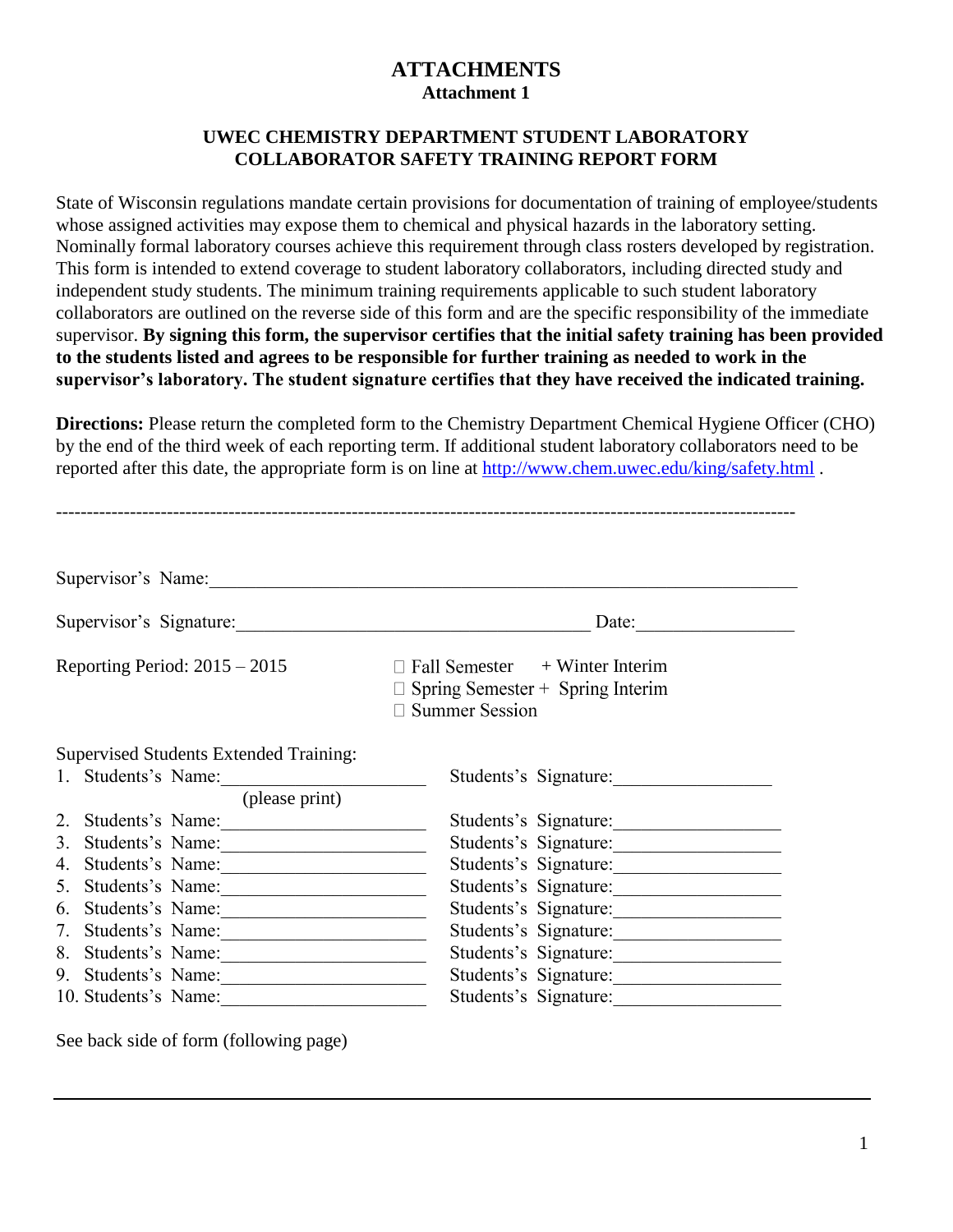# ATTACHMENTS

## Attachment 1

### UWEC CHEMISTRY DEPARTMENT STUDENT LABORATORY COLLABORATOR SAFETY TRAINING REPORT FORM

State of Wisconsin regulations mandate certain provisions for documentation of training of employee/students whose assigned activities may expose them to chemical and physical hazards in the laboratory setting. Nominally formal laboratory courses achieve this requirement through class rosters developed by registration. This form is intended to extend coverage to student laboratory collaborators, including directed study and independent study students. The minimum training requirements applicable to such student laboratory collaborators are outlined on the reverse side of this form and are the specific responsibility of the immediate supervisor. **By signing this form, the supervisor certifies that the initial safety training has been provided to the students listed and agrees to be responsible for further training as needed to work in the supervisor's laboratory. The student signature certifies that they have received the indicated training.**

**Directions:** Please return the completed form to the Chemistry Department Chemical Hygiene Officer (CHO) by the end of the third week of each reporting term. If additional student laboratory collaborators need to be reported after this date, the appropriate form is on line at http://www.chem.uwec.edu/king/safety.html .

---

Supervisor's Name:\_\_\_\_\_\_\_\_\_\_\_\_\_\_\_\_\_\_\_\_\_\_\_\_\_\_\_\_\_\_\_\_\_\_\_\_\_\_\_\_\_\_\_\_\_\_\_\_\_\_\_\_\_\_\_\_\_\_\_\_\_\_\_\_

Supervisor's Signature:\_\_\_\_\_\_\_\_\_\_\_\_\_\_\_\_\_\_\_\_\_\_\_\_\_\_\_\_\_\_\_\_\_\_\_\_\_\_\_\_ Date:\_\_\_\_\_\_\_\_\_\_\_\_\_\_\_\_\_

Reporting Period: 2015 – 2015

- ☐ Fall Semester + Winter Interim
- ☐ Spring Semester + Spring Interim
- ☐ Summer Session

Supervised Students Extended Training:

1. Students's Name:\_\_\_\_\_\_\_\_\_\_\_\_\_\_\_\_\_\_\_\_\_\_ (please print) Students's Signature:\_\_\_\_\_\_\_\_\_\_\_\_\_\_\_\_\_\_
2. Students's Name:\_\_\_\_\_\_\_\_\_\_\_\_\_\_\_\_\_\_\_\_\_\_ Students's Signature:\_\_\_\_\_\_\_\_\_\_\_\_\_\_\_\_\_\_
3. Students's Name:\_\_\_\_\_\_\_\_\_\_\_\_\_\_\_\_\_\_\_\_\_\_ Students's Signature:\_\_\_\_\_\_\_\_\_\_\_\_\_\_\_\_\_\_
4. Students's Name:\_\_\_\_\_\_\_\_\_\_\_\_\_\_\_\_\_\_\_\_\_\_ Students's Signature:\_\_\_\_\_\_\_\_\_\_\_\_\_\_\_\_\_\_
5. Students's Name:\_\_\_\_\_\_\_\_\_\_\_\_\_\_\_\_\_\_\_\_\_\_ Students's Signature:\_\_\_\_\_\_\_\_\_\_\_\_\_\_\_\_\_\_
6. Students's Name:\_\_\_\_\_\_\_\_\_\_\_\_\_\_\_\_\_\_\_\_\_\_ Students's Signature:\_\_\_\_\_\_\_\_\_\_\_\_\_\_\_\_\_\_
7. Students's Name:\_\_\_\_\_\_\_\_\_\_\_\_\_\_\_\_\_\_\_\_\_\_ Students's Signature:\_\_\_\_\_\_\_\_\_\_\_\_\_\_\_\_\_\_
8. Students's Name:\_\_\_\_\_\_\_\_\_\_\_\_\_\_\_\_\_\_\_\_\_\_ Students's Signature:\_\_\_\_\_\_\_\_\_\_\_\_\_\_\_\_\_\_
9. Students's Name:\_\_\_\_\_\_\_\_\_\_\_\_\_\_\_\_\_\_\_\_\_\_ Students's Signature:\_\_\_\_\_\_\_\_\_\_\_\_\_\_\_\_\_\_
10. Students's Name:\_\_\_\_\_\_\_\_\_\_\_\_\_\_\_\_\_\_\_\_\_\_ Students's Signature:\_\_\_\_\_\_\_\_\_\_\_\_\_\_\_\_\_\_

See back side of form (following page)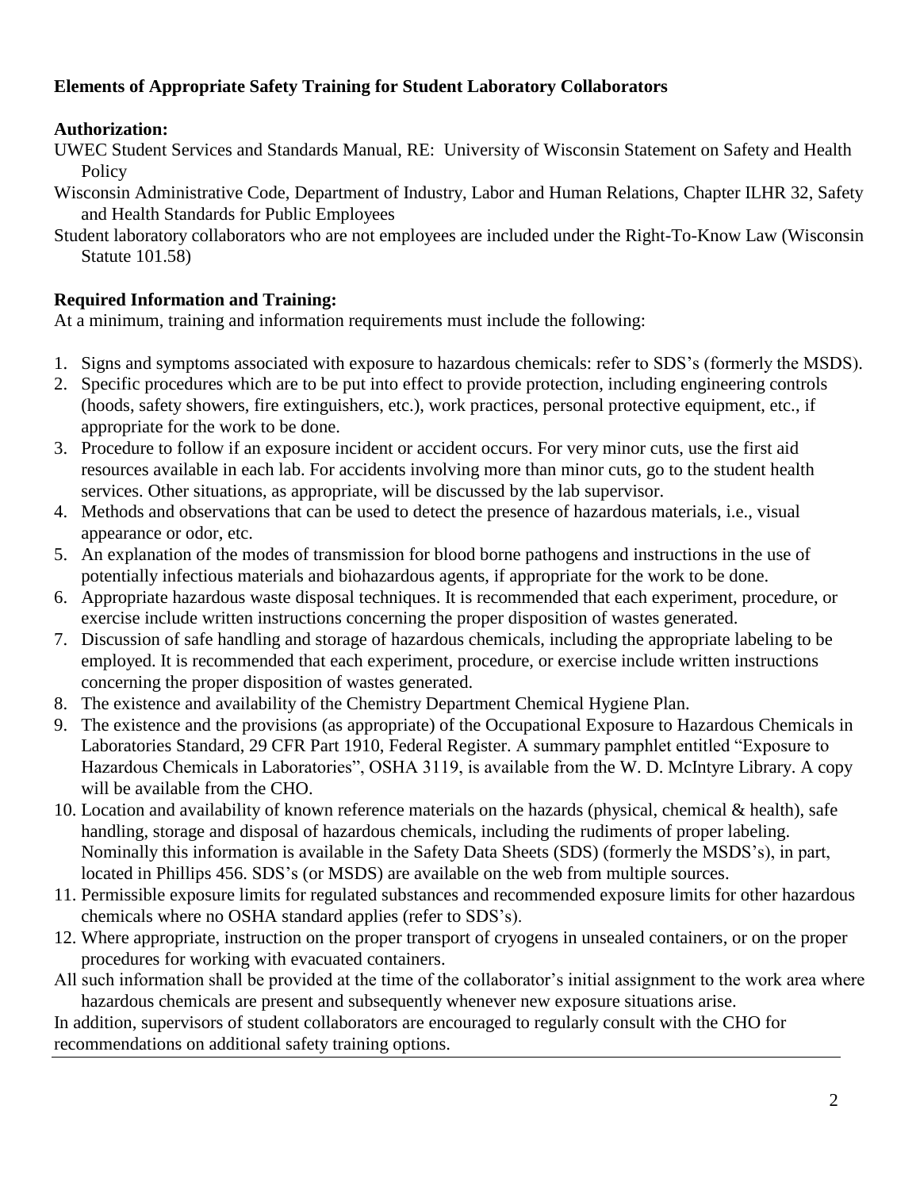**Elements of Appropriate Safety Training for Student Laboratory Collaborators**

**Authorization:**

UWEC Student Services and Standards Manual, RE: University of Wisconsin Statement on Safety and Health Policy

Wisconsin Administrative Code, Department of Industry, Labor and Human Relations, Chapter ILHR 32, Safety and Health Standards for Public Employees

Student laboratory collaborators who are not employees are included under the Right-To-Know Law (Wisconsin Statute 101.58)

**Required Information and Training:**

At a minimum, training and information requirements must include the following:

1. Signs and symptoms associated with exposure to hazardous chemicals: refer to SDS's (formerly the MSDS).
2. Specific procedures which are to be put into effect to provide protection, including engineering controls (hoods, safety showers, fire extinguishers, etc.), work practices, personal protective equipment, etc., if appropriate for the work to be done.
3. Procedure to follow if an exposure incident or accident occurs. For very minor cuts, use the first aid resources available in each lab. For accidents involving more than minor cuts, go to the student health services. Other situations, as appropriate, will be discussed by the lab supervisor.
4. Methods and observations that can be used to detect the presence of hazardous materials, i.e., visual appearance or odor, etc.
5. An explanation of the modes of transmission for blood borne pathogens and instructions in the use of potentially infectious materials and biohazardous agents, if appropriate for the work to be done.
6. Appropriate hazardous waste disposal techniques. It is recommended that each experiment, procedure, or exercise include written instructions concerning the proper disposition of wastes generated.
7. Discussion of safe handling and storage of hazardous chemicals, including the appropriate labeling to be employed. It is recommended that each experiment, procedure, or exercise include written instructions concerning the proper disposition of wastes generated.
8. The existence and availability of the Chemistry Department Chemical Hygiene Plan.
9. The existence and the provisions (as appropriate) of the Occupational Exposure to Hazardous Chemicals in Laboratories Standard, 29 CFR Part 1910, Federal Register. A summary pamphlet entitled "Exposure to Hazardous Chemicals in Laboratories", OSHA 3119, is available from the W. D. McIntyre Library. A copy will be available from the CHO.
10. Location and availability of known reference materials on the hazards (physical, chemical & health), safe handling, storage and disposal of hazardous chemicals, including the rudiments of proper labeling. Nominally this information is available in the Safety Data Sheets (SDS) (formerly the MSDS's), in part, located in Phillips 456. SDS's (or MSDS) are available on the web from multiple sources.
11. Permissible exposure limits for regulated substances and recommended exposure limits for other hazardous chemicals where no OSHA standard applies (refer to SDS's).
12. Where appropriate, instruction on the proper transport of cryogens in unsealed containers, or on the proper procedures for working with evacuated containers.

All such information shall be provided at the time of the collaborator's initial assignment to the work area where hazardous chemicals are present and subsequently whenever new exposure situations arise.

In addition, supervisors of student collaborators are encouraged to regularly consult with the CHO for recommendations on additional safety training options.